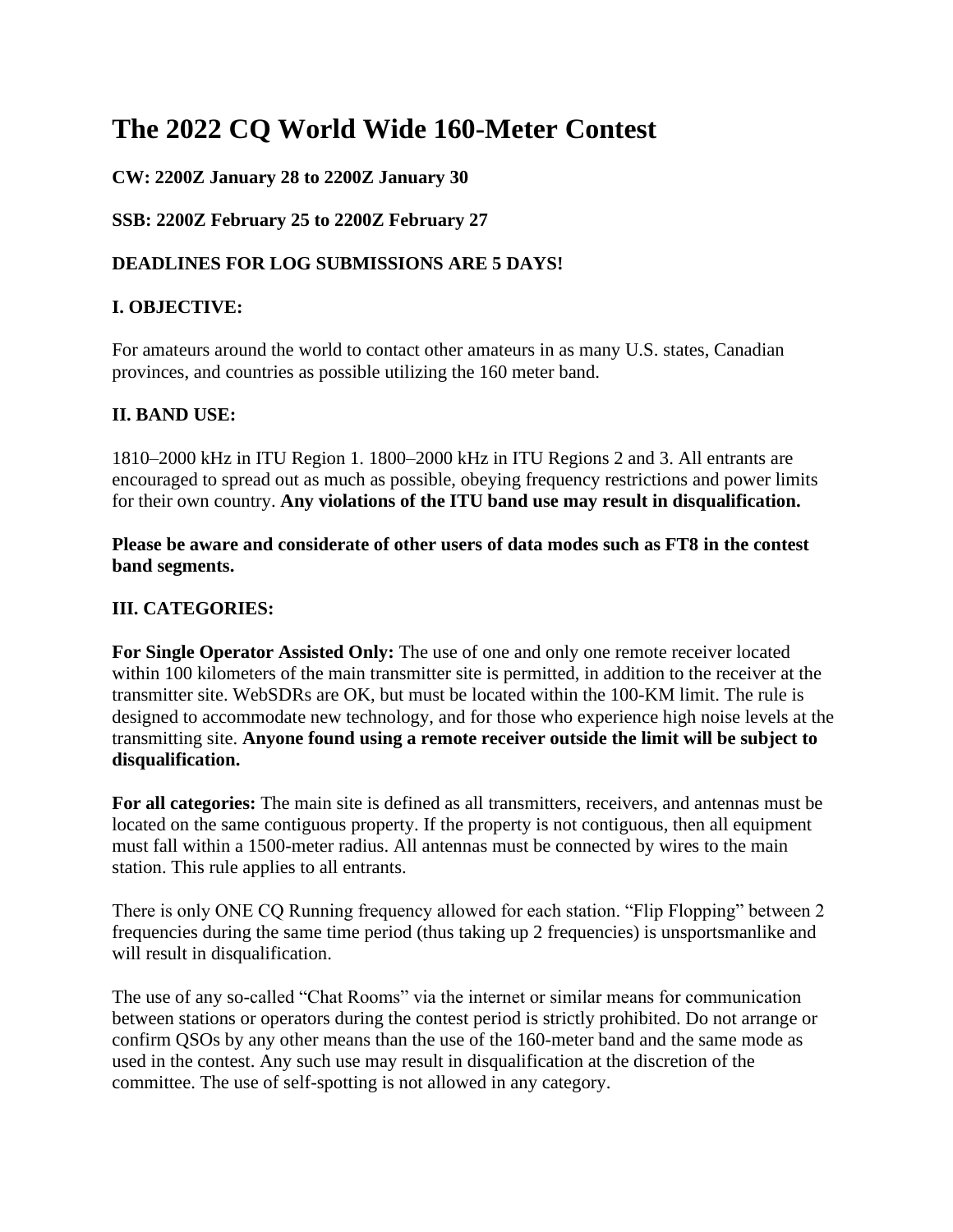# The 2022 CQ World Wide 160-Meter Contest

**CW: 2200Z January 28 to 2200Z January 30**

**SSB: 2200Z February 25 to 2200Z February 27**

**DEADLINES FOR LOG SUBMISSIONS ARE 5 DAYS!**

## I. OBJECTIVE:

For amateurs around the world to contact other amateurs in as many U.S. states, Canadian provinces, and countries as possible utilizing the 160 meter band.

## II. BAND USE:

1810–2000 kHz in ITU Region 1. 1800–2000 kHz in ITU Regions 2 and 3. All entrants are encouraged to spread out as much as possible, obeying frequency restrictions and power limits for their own country. **Any violations of the ITU band use may result in disqualification.**

**Please be aware and considerate of other users of data modes such as FT8 in the contest band segments.**

## III. CATEGORIES:

**For Single Operator Assisted Only:** The use of one and only one remote receiver located within 100 kilometers of the main transmitter site is permitted, in addition to the receiver at the transmitter site. WebSDRs are OK, but must be located within the 100-KM limit. The rule is designed to accommodate new technology, and for those who experience high noise levels at the transmitting site. **Anyone found using a remote receiver outside the limit will be subject to disqualification.**

**For all categories:** The main site is defined as all transmitters, receivers, and antennas must be located on the same contiguous property. If the property is not contiguous, then all equipment must fall within a 1500-meter radius. All antennas must be connected by wires to the main station. This rule applies to all entrants.

There is only ONE CQ Running frequency allowed for each station. "Flip Flopping" between 2 frequencies during the same time period (thus taking up 2 frequencies) is unsportsmanlike and will result in disqualification.

The use of any so-called "Chat Rooms" via the internet or similar means for communication between stations or operators during the contest period is strictly prohibited. Do not arrange or confirm QSOs by any other means than the use of the 160-meter band and the same mode as used in the contest. Any such use may result in disqualification at the discretion of the committee. The use of self-spotting is not allowed in any category.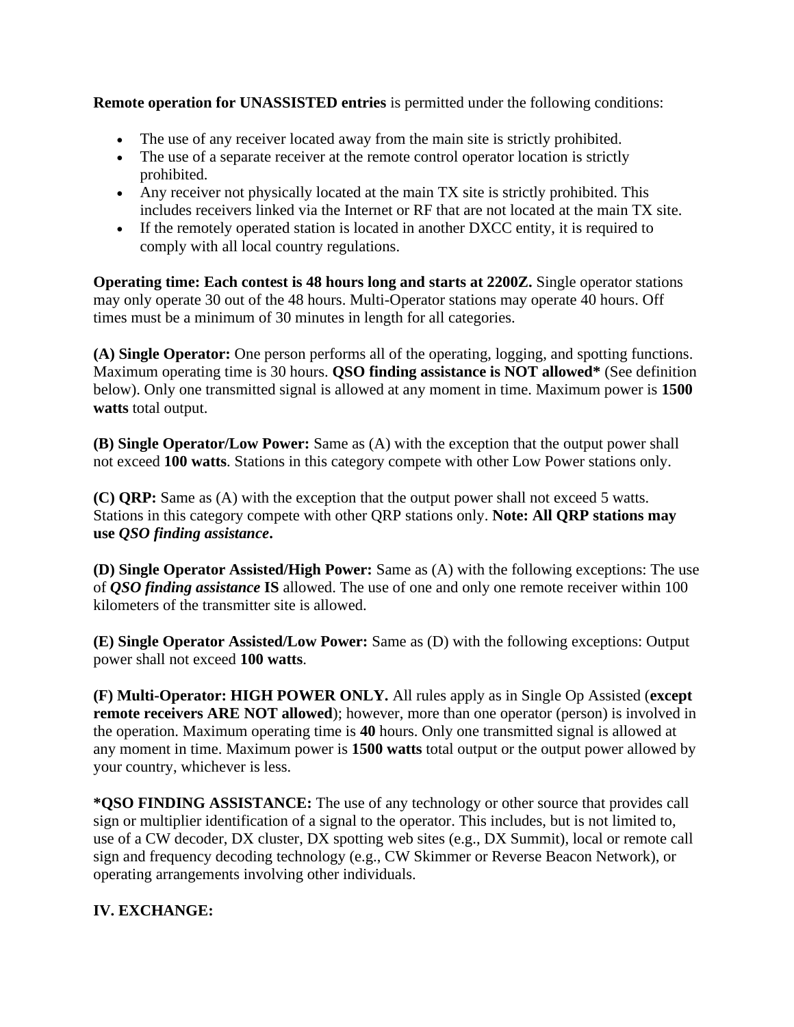**Remote operation for UNASSISTED entries** is permitted under the following conditions:

- The use of any receiver located away from the main site is strictly prohibited.
- The use of a separate receiver at the remote control operator location is strictly prohibited.
- Any receiver not physically located at the main TX site is strictly prohibited. This includes receivers linked via the Internet or RF that are not located at the main TX site.
- If the remotely operated station is located in another DXCC entity, it is required to comply with all local country regulations.

**Operating time: Each contest is 48 hours long and starts at 2200Z.** Single operator stations may only operate 30 out of the 48 hours. Multi-Operator stations may operate 40 hours. Off times must be a minimum of 30 minutes in length for all categories.

**(A) Single Operator:** One person performs all of the operating, logging, and spotting functions. Maximum operating time is 30 hours. **QSO finding assistance is NOT allowed*** (See definition below). Only one transmitted signal is allowed at any moment in time. Maximum power is **1500 watts** total output.

**(B) Single Operator/Low Power:** Same as (A) with the exception that the output power shall not exceed **100 watts**. Stations in this category compete with other Low Power stations only.

**(C) QRP:** Same as (A) with the exception that the output power shall not exceed 5 watts. Stations in this category compete with other QRP stations only. **Note: All QRP stations may use *QSO finding assistance*.**

**(D) Single Operator Assisted/High Power:** Same as (A) with the following exceptions: The use of ***QSO finding assistance*** **IS** allowed. The use of one and only one remote receiver within 100 kilometers of the transmitter site is allowed.

**(E) Single Operator Assisted/Low Power:** Same as (D) with the following exceptions: Output power shall not exceed **100 watts**.

**(F) Multi-Operator: HIGH POWER ONLY.** All rules apply as in Single Op Assisted (**except remote receivers ARE NOT allowed**); however, more than one operator (person) is involved in the operation. Maximum operating time is **40** hours. Only one transmitted signal is allowed at any moment in time. Maximum power is **1500 watts** total output or the output power allowed by your country, whichever is less.

***QSO FINDING ASSISTANCE:** The use of any technology or other source that provides call sign or multiplier identification of a signal to the operator. This includes, but is not limited to, use of a CW decoder, DX cluster, DX spotting web sites (e.g., DX Summit), local or remote call sign and frequency decoding technology (e.g., CW Skimmer or Reverse Beacon Network), or operating arrangements involving other individuals.

## IV. EXCHANGE: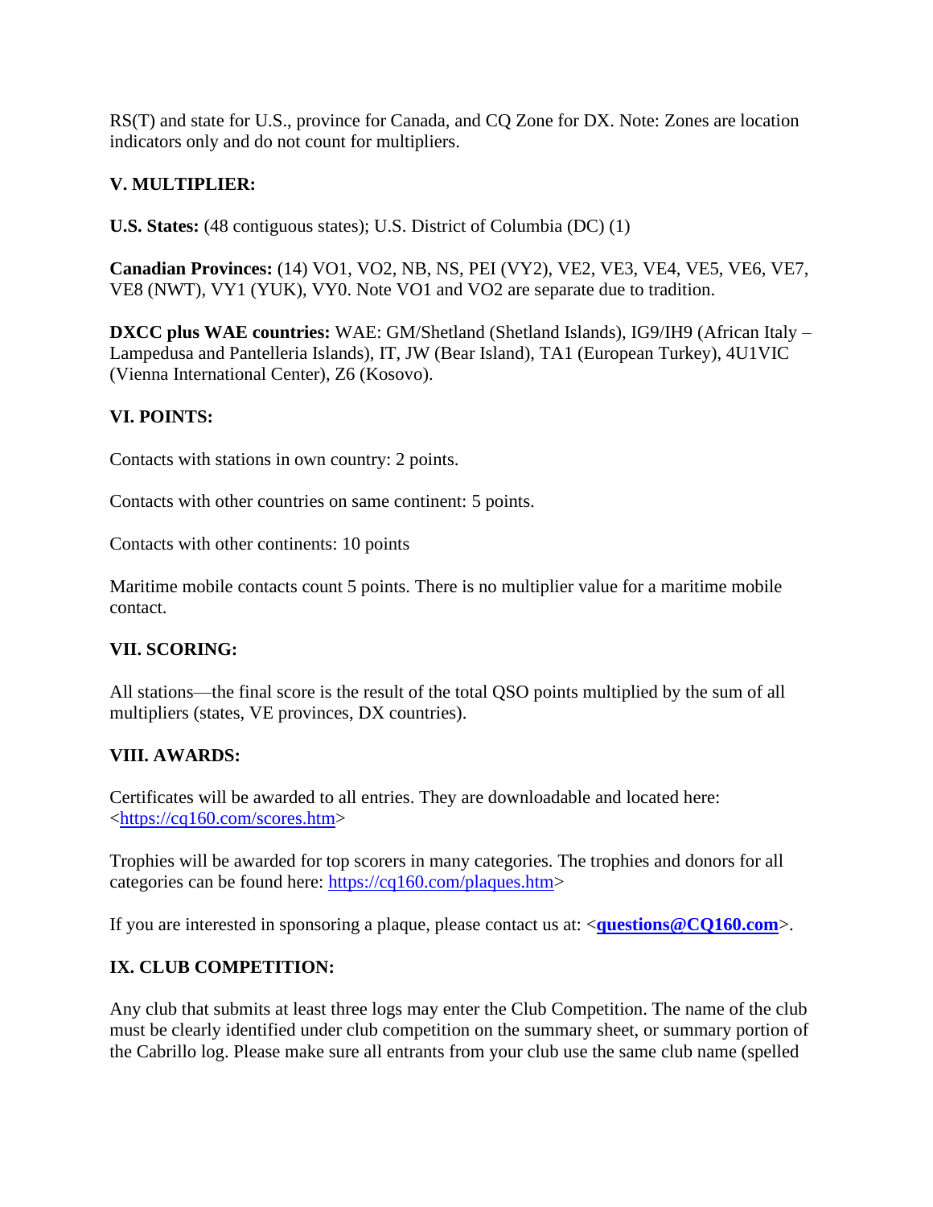RS(T) and state for U.S., province for Canada, and CQ Zone for DX. Note: Zones are location indicators only and do not count for multipliers.

### V. MULTIPLIER:

**U.S. States:** (48 contiguous states); U.S. District of Columbia (DC) (1)

**Canadian Provinces:** (14) VO1, VO2, NB, NS, PEI (VY2), VE2, VE3, VE4, VE5, VE6, VE7, VE8 (NWT), VY1 (YUK), VY0. Note VO1 and VO2 are separate due to tradition.

**DXCC plus WAE countries:** WAE: GM/Shetland (Shetland Islands), IG9/IH9 (African Italy – Lampedusa and Pantelleria Islands), IT, JW (Bear Island), TA1 (European Turkey), 4U1VIC (Vienna International Center), Z6 (Kosovo).

### VI. POINTS:

Contacts with stations in own country: 2 points.

Contacts with other countries on same continent: 5 points.

Contacts with other continents: 10 points

Maritime mobile contacts count 5 points. There is no multiplier value for a maritime mobile contact.

### VII. SCORING:

All stations—the final score is the result of the total QSO points multiplied by the sum of all multipliers (states, VE provinces, DX countries).

### VIII. AWARDS:

Certificates will be awarded to all entries. They are downloadable and located here: <https://cq160.com/scores.htm>

Trophies will be awarded for top scorers in many categories. The trophies and donors for all categories can be found here: https://cq160.com/plaques.htm>

If you are interested in sponsoring a plaque, please contact us at: <**questions@CQ160.com**>.

### IX. CLUB COMPETITION:

Any club that submits at least three logs may enter the Club Competition. The name of the club must be clearly identified under club competition on the summary sheet, or summary portion of the Cabrillo log. Please make sure all entrants from your club use the same club name (spelled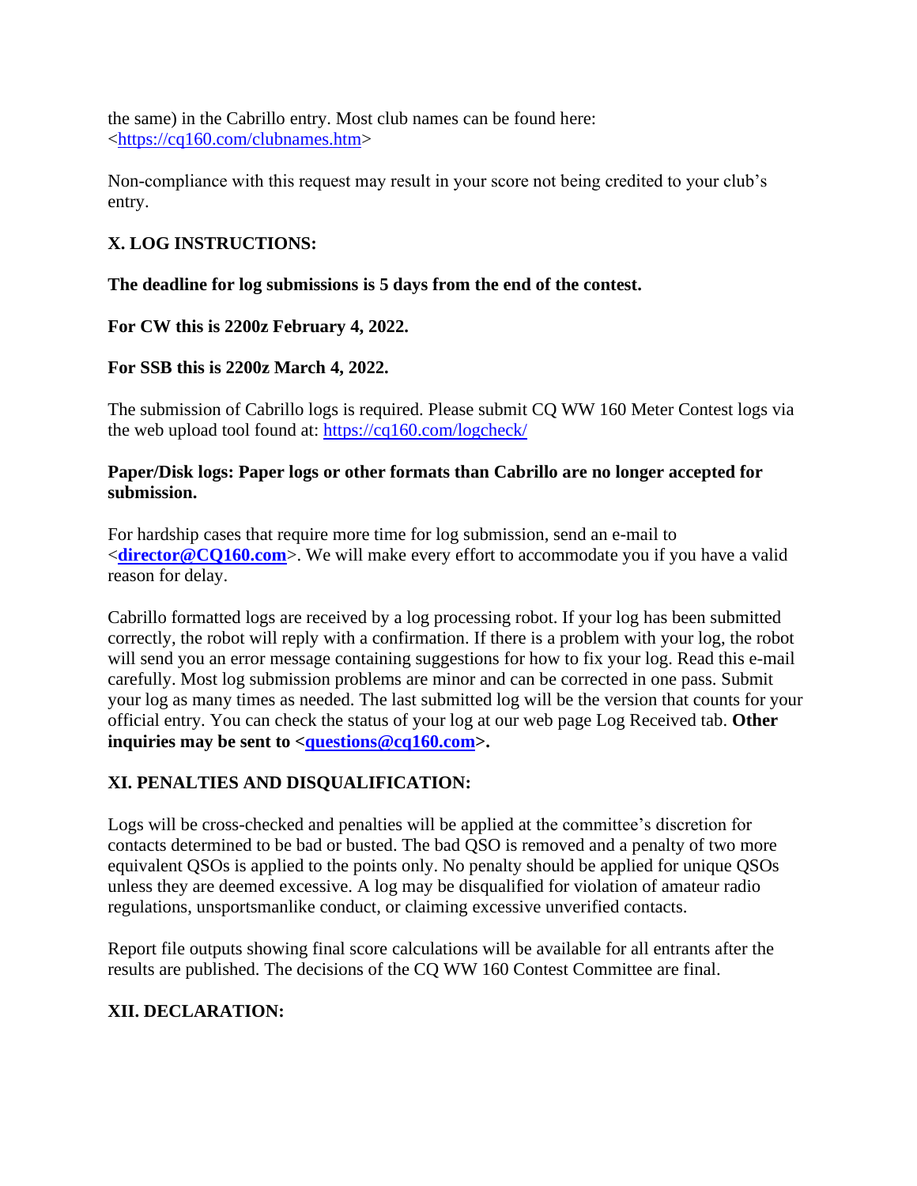the same) in the Cabrillo entry. Most club names can be found here: <https://cq160.com/clubnames.htm>

Non-compliance with this request may result in your score not being credited to your club's entry.

## X. LOG INSTRUCTIONS:

**The deadline for log submissions is 5 days from the end of the contest.**

**For CW this is 2200z February 4, 2022.**

**For SSB this is 2200z March 4, 2022.**

The submission of Cabrillo logs is required. Please submit CQ WW 160 Meter Contest logs via the web upload tool found at: https://cq160.com/logcheck/

**Paper/Disk logs: Paper logs or other formats than Cabrillo are no longer accepted for submission.**

For hardship cases that require more time for log submission, send an e-mail to <**director@CQ160.com**>. We will make every effort to accommodate you if you have a valid reason for delay.

Cabrillo formatted logs are received by a log processing robot. If your log has been submitted correctly, the robot will reply with a confirmation. If there is a problem with your log, the robot will send you an error message containing suggestions for how to fix your log. Read this e-mail carefully. Most log submission problems are minor and can be corrected in one pass. Submit your log as many times as needed. The last submitted log will be the version that counts for your official entry. You can check the status of your log at our web page Log Received tab. **Other inquiries may be sent to <questions@cq160.com>.**

## XI. PENALTIES AND DISQUALIFICATION:

Logs will be cross-checked and penalties will be applied at the committee's discretion for contacts determined to be bad or busted. The bad QSO is removed and a penalty of two more equivalent QSOs is applied to the points only. No penalty should be applied for unique QSOs unless they are deemed excessive. A log may be disqualified for violation of amateur radio regulations, unsportsmanlike conduct, or claiming excessive unverified contacts.

Report file outputs showing final score calculations will be available for all entrants after the results are published. The decisions of the CQ WW 160 Contest Committee are final.

## XII. DECLARATION: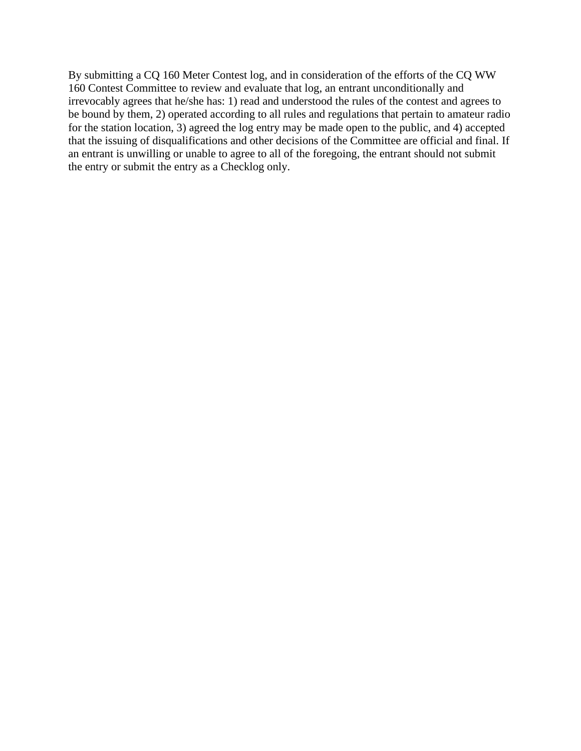By submitting a CQ 160 Meter Contest log, and in consideration of the efforts of the CQ WW 160 Contest Committee to review and evaluate that log, an entrant unconditionally and irrevocably agrees that he/she has: 1) read and understood the rules of the contest and agrees to be bound by them, 2) operated according to all rules and regulations that pertain to amateur radio for the station location, 3) agreed the log entry may be made open to the public, and 4) accepted that the issuing of disqualifications and other decisions of the Committee are official and final. If an entrant is unwilling or unable to agree to all of the foregoing, the entrant should not submit the entry or submit the entry as a Checklog only.